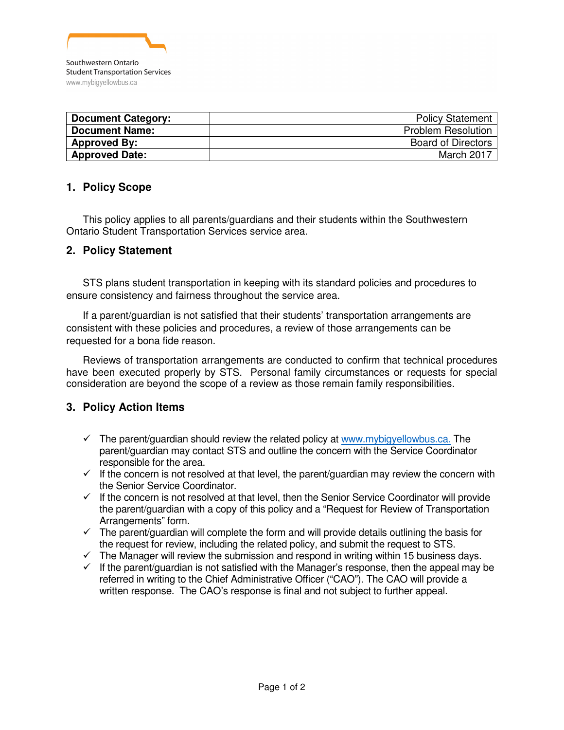Southwestern Ontario
Student Transportation Services
www.mybigyellowbus.ca

| **Document Category:** | Policy Statement |
|---|---|
| **Document Name:** | Problem Resolution |
| **Approved By:** | Board of Directors |
| **Approved Date:** | March 2017 |

## 1. Policy Scope

This policy applies to all parents/guardians and their students within the Southwestern Ontario Student Transportation Services service area.

## 2. Policy Statement

STS plans student transportation in keeping with its standard policies and procedures to ensure consistency and fairness throughout the service area.

If a parent/guardian is not satisfied that their students' transportation arrangements are consistent with these policies and procedures, a review of those arrangements can be requested for a bona fide reason.

Reviews of transportation arrangements are conducted to confirm that technical procedures have been executed properly by STS. Personal family circumstances or requests for special consideration are beyond the scope of a review as those remain family responsibilities.

## 3. Policy Action Items

- ✓ The parent/guardian should review the related policy at www.mybigyellowbus.ca. The parent/guardian may contact STS and outline the concern with the Service Coordinator responsible for the area.
- ✓ If the concern is not resolved at that level, the parent/guardian may review the concern with the Senior Service Coordinator.
- ✓ If the concern is not resolved at that level, then the Senior Service Coordinator will provide the parent/guardian with a copy of this policy and a "Request for Review of Transportation Arrangements" form.
- ✓ The parent/guardian will complete the form and will provide details outlining the basis for the request for review, including the related policy, and submit the request to STS.
- ✓ The Manager will review the submission and respond in writing within 15 business days.
- ✓ If the parent/guardian is not satisfied with the Manager's response, then the appeal may be referred in writing to the Chief Administrative Officer ("CAO"). The CAO will provide a written response. The CAO's response is final and not subject to further appeal.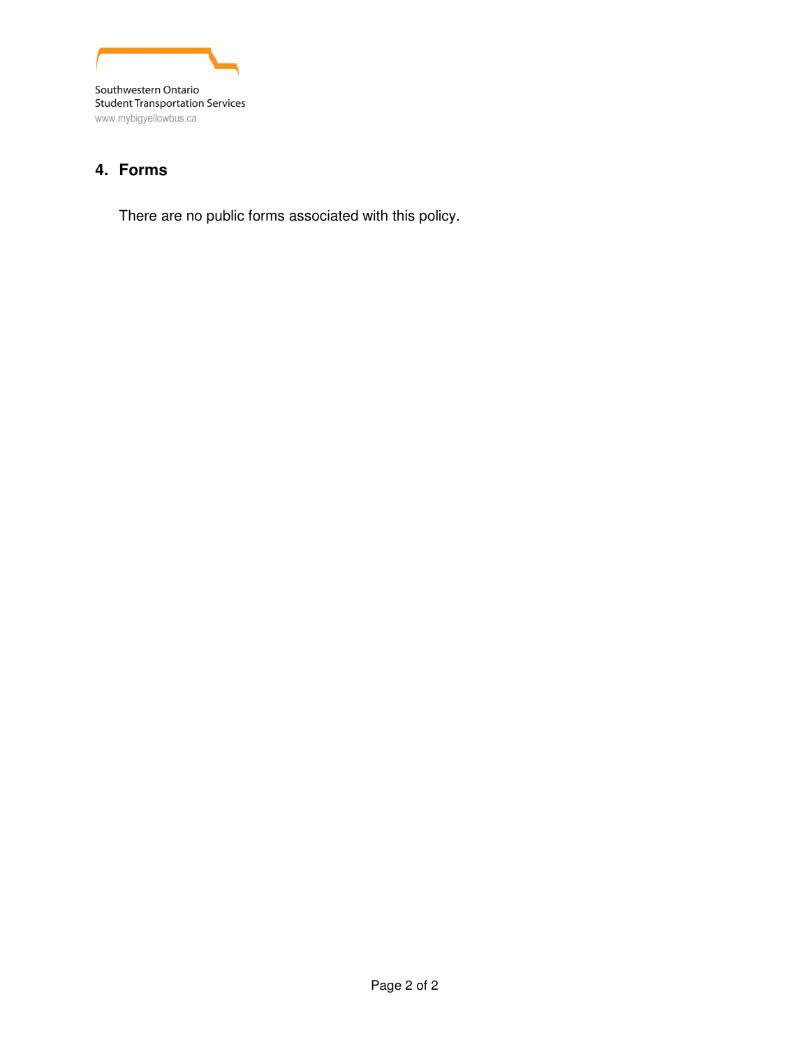## 4. Forms

There are no public forms associated with this policy.